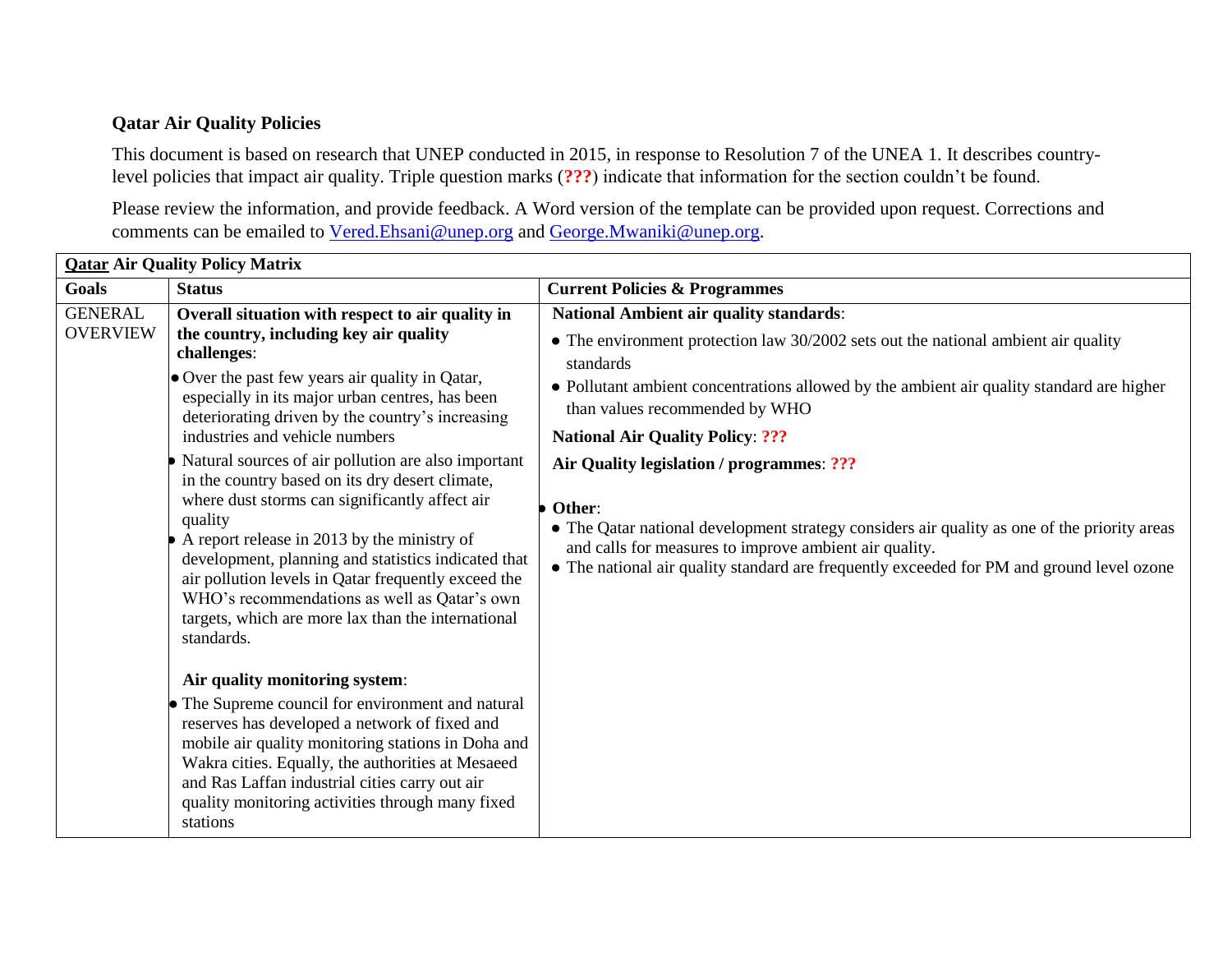## Qatar Air Quality Policies

This document is based on research that UNEP conducted in 2015, in response to Resolution 7 of the UNEA 1. It describes country-level policies that impact air quality. Triple question marks (**???**) indicate that information for the section couldn't be found.

Please review the information, and provide feedback. A Word version of the template can be provided upon request. Corrections and comments can be emailed to Vered.Ehsani@unep.org and George.Mwaniki@unep.org.

| **Qatar Air Quality Policy Matrix** | | |
|---|---|---|
| **Goals** | **Status** | **Current Policies & Programmes** |
| GENERAL OVERVIEW | **Overall situation with respect to air quality in the country, including key air quality challenges**:<br>• Over the past few years air quality in Qatar, especially in its major urban centres, has been deteriorating driven by the country's increasing industries and vehicle numbers<br>• Natural sources of air pollution are also important in the country based on its dry desert climate, where dust storms can significantly affect air quality<br>• A report release in 2013 by the ministry of development, planning and statistics indicated that air pollution levels in Qatar frequently exceed the WHO's recommendations as well as Qatar's own targets, which are more lax than the international standards.<br><br>**Air quality monitoring system**:<br>• The Supreme council for environment and natural reserves has developed a network of fixed and mobile air quality monitoring stations in Doha and Wakra cities. Equally, the authorities at Mesaeed and Ras Laffan industrial cities carry out air quality monitoring activities through many fixed stations | **National Ambient air quality standards**:<br>• The environment protection law 30/2002 sets out the national ambient air quality standards<br>• Pollutant ambient concentrations allowed by the ambient air quality standard are higher than values recommended by WHO<br><br>**National Air Quality Policy**: **???**<br><br>**Air Quality legislation / programmes**: **???**<br><br>• **Other**:<br>• The Qatar national development strategy considers air quality as one of the priority areas and calls for measures to improve ambient air quality.<br>• The national air quality standard are frequently exceeded for PM and ground level ozone |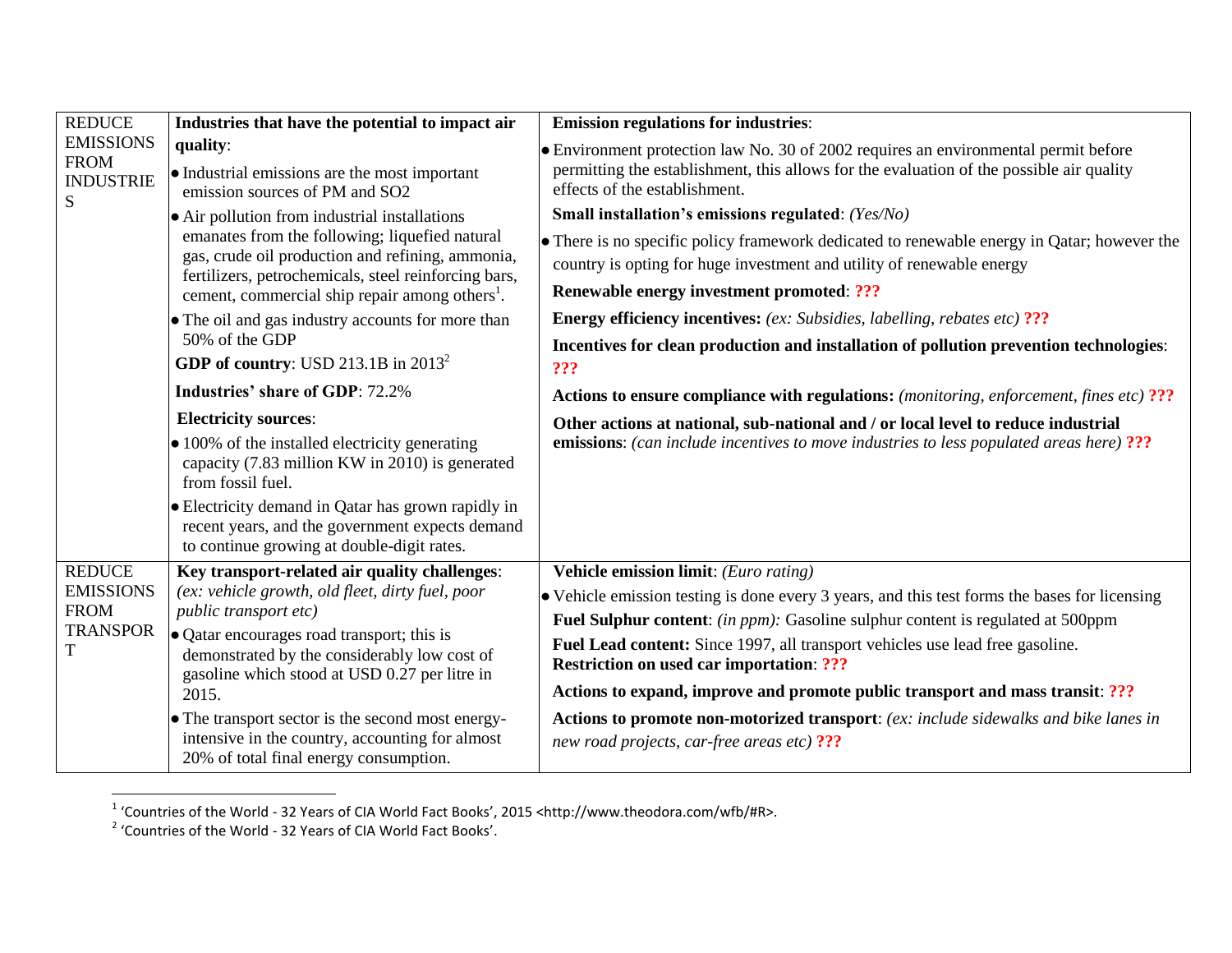| | | |
|---|---|---|
| REDUCE EMISSIONS FROM INDUSTRIES | **Industries that have the potential to impact air quality**:<br>• Industrial emissions are the most important emission sources of PM and SO2<br>• Air pollution from industrial installations emanates from the following; liquefied natural gas, crude oil production and refining, ammonia, fertilizers, petrochemicals, steel reinforcing bars, cement, commercial ship repair among others[1].<br>• The oil and gas industry accounts for more than 50% of the GDP<br>**GDP of country**: USD 213.1B in 2013[2]<br>**Industries' share of GDP**: 72.2%<br>**Electricity sources**:<br>• 100% of the installed electricity generating capacity (7.83 million KW in 2010) is generated from fossil fuel.<br>• Electricity demand in Qatar has grown rapidly in recent years, and the government expects demand to continue growing at double-digit rates. | **Emission regulations for industries**:<br>• Environment protection law No. 30 of 2002 requires an environmental permit before permitting the establishment, this allows for the evaluation of the possible air quality effects of the establishment.<br>**Small installation's emissions regulated**: *(Yes/No)*<br>• There is no specific policy framework dedicated to renewable energy in Qatar; however the country is opting for huge investment and utility of renewable energy<br>**Renewable energy investment promoted**: **???**<br>**Energy efficiency incentives:** *(ex: Subsidies, labelling, rebates etc)* **???**<br>**Incentives for clean production and installation of pollution prevention technologies**: **???**<br>**Actions to ensure compliance with regulations:** *(monitoring, enforcement, fines etc)* **???**<br>**Other actions at national, sub-national and / or local level to reduce industrial emissions**: *(can include incentives to move industries to less populated areas here)* **???** |
| REDUCE EMISSIONS FROM TRANSPORT | **Key transport-related air quality challenges**: *(ex: vehicle growth, old fleet, dirty fuel, poor public transport etc)*<br>• Qatar encourages road transport; this is demonstrated by the considerably low cost of gasoline which stood at USD 0.27 per litre in 2015.<br>• The transport sector is the second most energy-intensive in the country, accounting for almost 20% of total final energy consumption. | **Vehicle emission limit**: *(Euro rating)*<br>• Vehicle emission testing is done every 3 years, and this test forms the bases for licensing<br>**Fuel Sulphur content**: *(in ppm):* Gasoline sulphur content is regulated at 500ppm<br>**Fuel Lead content:** Since 1997, all transport vehicles use lead free gasoline.<br>**Restriction on used car importation**: **???**<br>**Actions to expand, improve and promote public transport and mass transit**: **???**<br>**Actions to promote non-motorized transport**: *(ex: include sidewalks and bike lanes in new road projects, car-free areas etc)* **???** |

[1] 'Countries of the World - 32 Years of CIA World Fact Books', 2015 <http://www.theodora.com/wfb/#R>.

[2] 'Countries of the World - 32 Years of CIA World Fact Books'.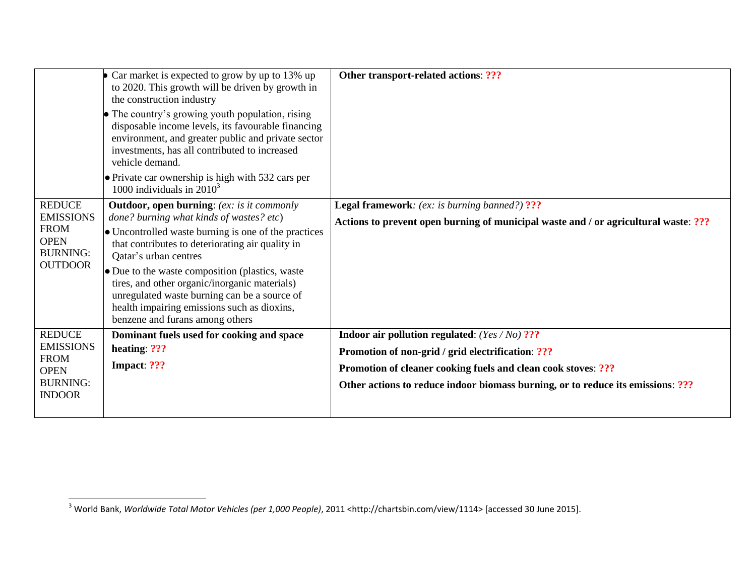| | | |
|---|---|---|
| | • Car market is expected to grow by up to 13% up to 2020. This growth will be driven by growth in the construction industry<br>• The country's growing youth population, rising disposable income levels, its favourable financing environment, and greater public and private sector investments, has all contributed to increased vehicle demand.<br>• Private car ownership is high with 532 cars per 1000 individuals in 2010[3] | **Other transport-related actions**: **???** |
| REDUCE EMISSIONS FROM OPEN BURNING: OUTDOOR | **Outdoor, open burning**: *(ex: is it commonly done? burning what kinds of wastes? etc)*<br>• Uncontrolled waste burning is one of the practices that contributes to deteriorating air quality in Qatar's urban centres<br>• Due to the waste composition (plastics, waste tires, and other organic/inorganic materials) unregulated waste burning can be a source of health impairing emissions such as dioxins, benzene and furans among others | **Legal framework***: (ex: is burning banned?)* **???**<br>**Actions to prevent open burning of municipal waste and / or agricultural waste**: **???** |
| REDUCE EMISSIONS FROM OPEN BURNING: INDOOR | **Dominant fuels used for cooking and space heating**: **???**<br>**Impact**: **???** | **Indoor air pollution regulated**: *(Yes / No)* **???**<br>**Promotion of non-grid / grid electrification**: **???**<br>**Promotion of cleaner cooking fuels and clean cook stoves**: **???**<br>**Other actions to reduce indoor biomass burning, or to reduce its emissions**: **???** |

[3] World Bank, *Worldwide Total Motor Vehicles (per 1,000 People)*, 2011 <http://chartsbin.com/view/1114> [accessed 30 June 2015].